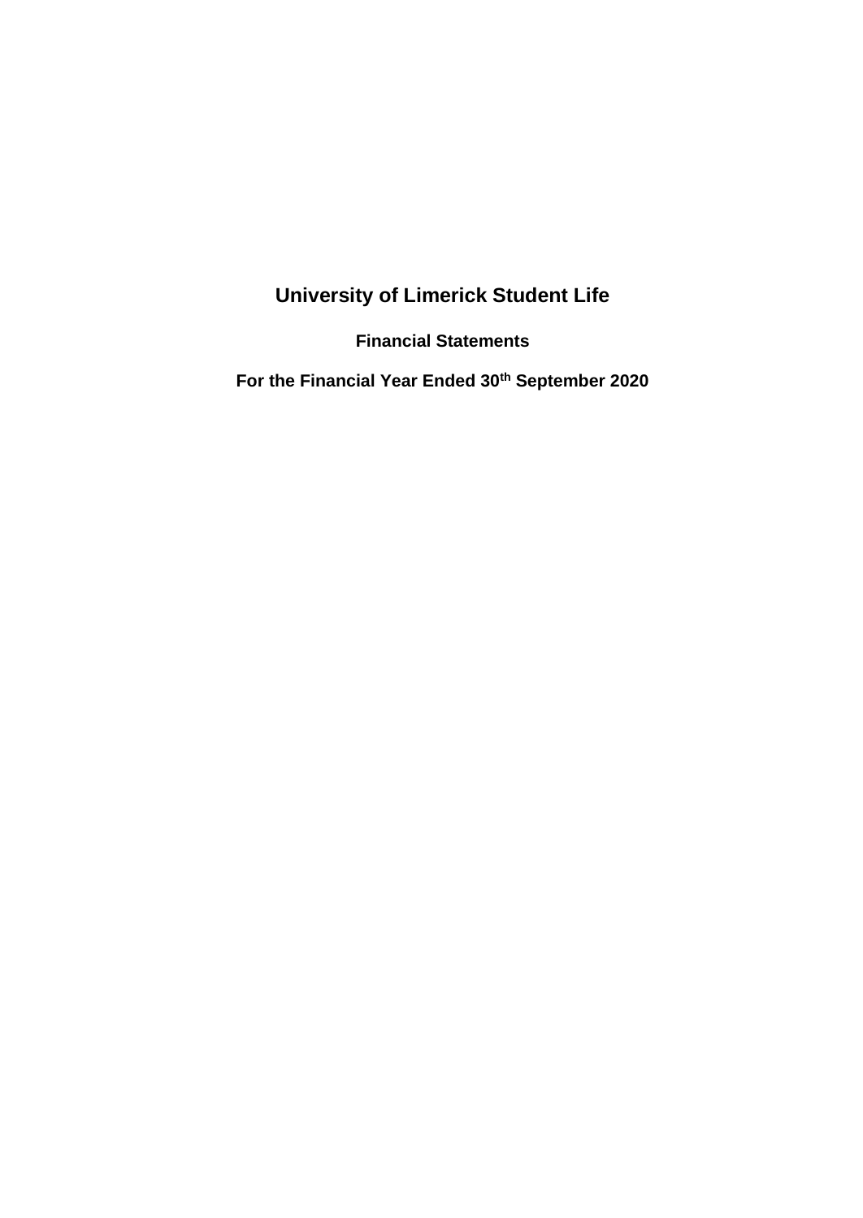# University of Limerick Student Life

**Financial Statements**

**For the Financial Year Ended 30th September 2020**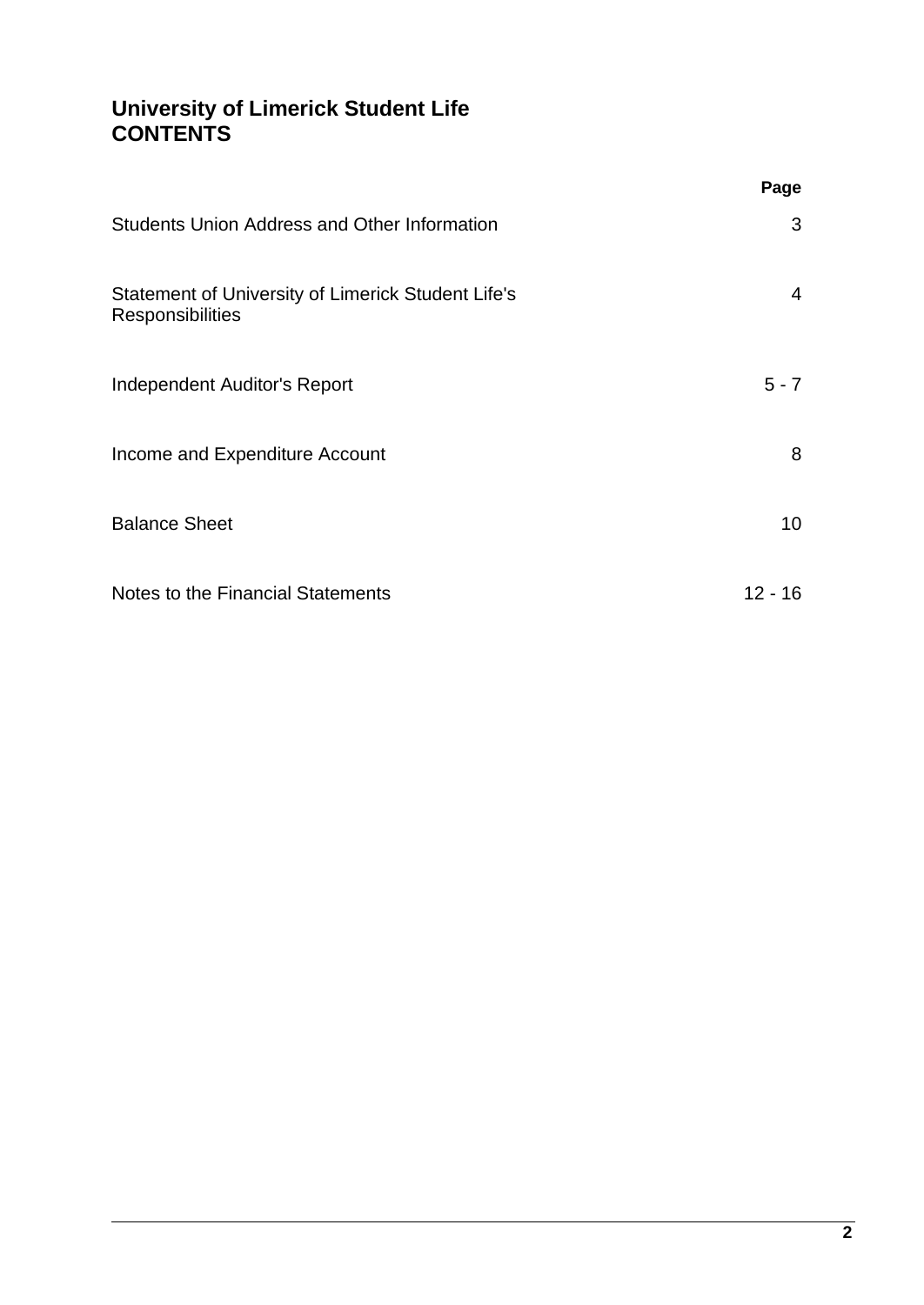# University of Limerick Student Life
# CONTENTS

| | Page |
|---|---|
| Students Union Address and Other Information | 3 |
| Statement of University of Limerick Student Life's Responsibilities | 4 |
| Independent Auditor's Report | 5 - 7 |
| Income and Expenditure Account | 8 |
| Balance Sheet | 10 |
| Notes to the Financial Statements | 12 - 16 |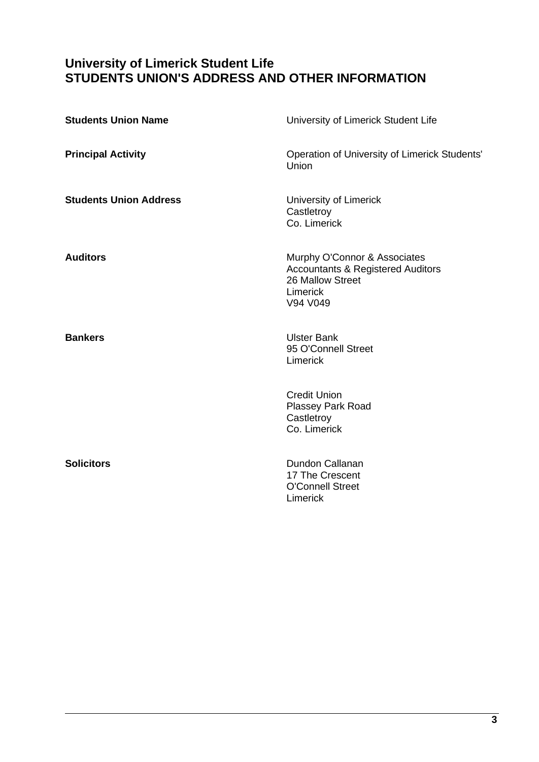# University of Limerick Student Life
# STUDENTS UNION'S ADDRESS AND OTHER INFORMATION

| | |
|---|---|
| **Students Union Name** | University of Limerick Student Life |
| **Principal Activity** | Operation of University of Limerick Students' Union |
| **Students Union Address** | University of Limerick<br>Castletroy<br>Co. Limerick |
| **Auditors** | Murphy O'Connor & Associates<br>Accountants & Registered Auditors<br>26 Mallow Street<br>Limerick<br>V94 V049 |
| **Bankers** | Ulster Bank<br>95 O'Connell Street<br>Limerick<br><br>Credit Union<br>Plassey Park Road<br>Castletroy<br>Co. Limerick |
| **Solicitors** | Dundon Callanan<br>17 The Crescent<br>O'Connell Street<br>Limerick |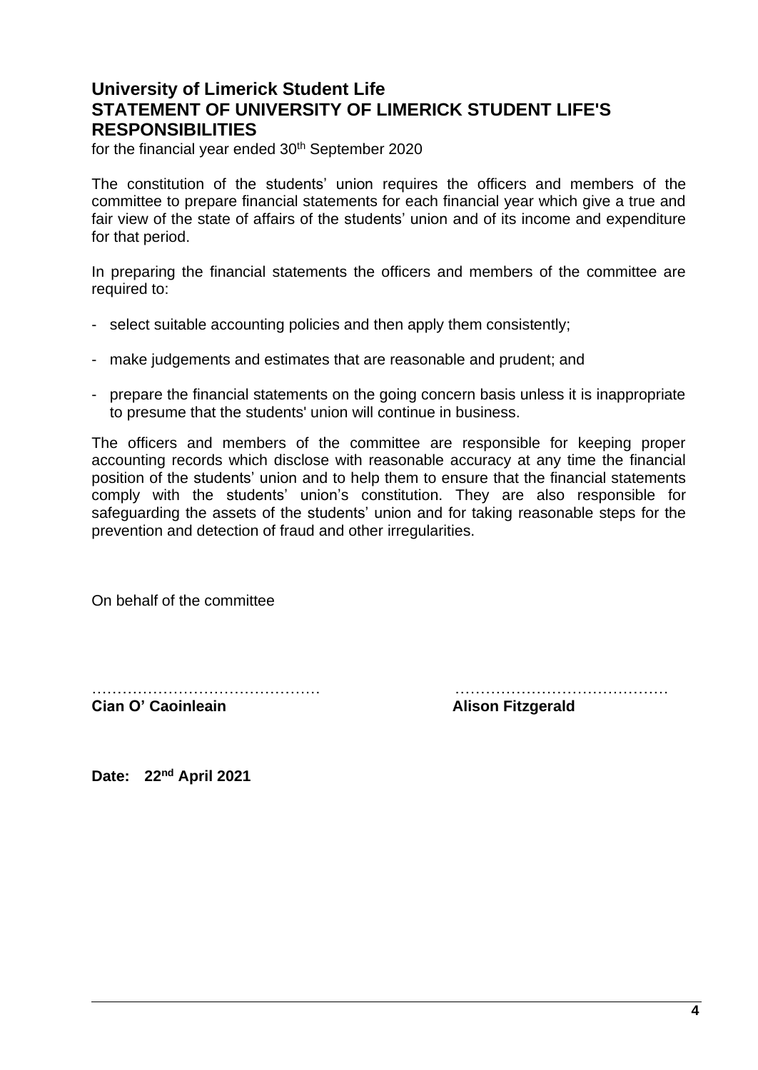# University of Limerick Student Life
# STATEMENT OF UNIVERSITY OF LIMERICK STUDENT LIFE'S RESPONSIBILITIES

for the financial year ended 30th September 2020

The constitution of the students' union requires the officers and members of the committee to prepare financial statements for each financial year which give a true and fair view of the state of affairs of the students' union and of its income and expenditure for that period.

In preparing the financial statements the officers and members of the committee are required to:

- select suitable accounting policies and then apply them consistently;
- make judgements and estimates that are reasonable and prudent; and
- prepare the financial statements on the going concern basis unless it is inappropriate to presume that the students' union will continue in business.

The officers and members of the committee are responsible for keeping proper accounting records which disclose with reasonable accuracy at any time the financial position of the students' union and to help them to ensure that the financial statements comply with the students' union's constitution. They are also responsible for safeguarding the assets of the students' union and for taking reasonable steps for the prevention and detection of fraud and other irregularities.

On behalf of the committee

……………………………………… ……………………………………

**Cian O' Caoinleain** **Alison Fitzgerald**

**Date: 22nd April 2021**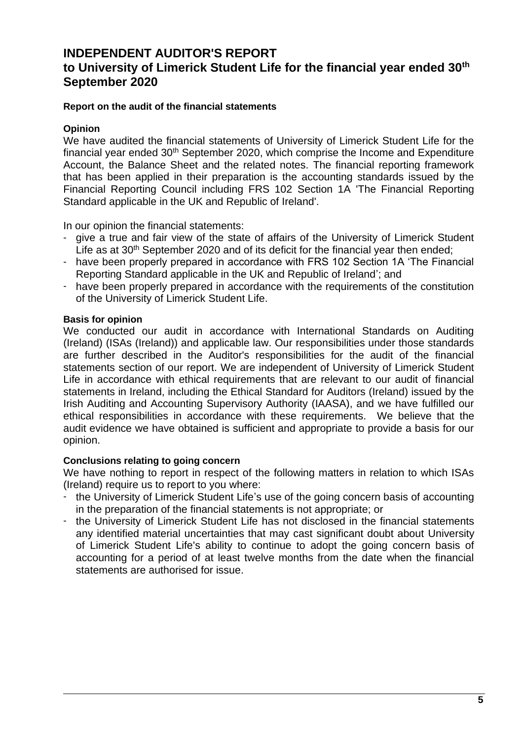# INDEPENDENT AUDITOR'S REPORT
## to University of Limerick Student Life for the financial year ended 30th September 2020

**Report on the audit of the financial statements**

**Opinion**

We have audited the financial statements of University of Limerick Student Life for the financial year ended 30th September 2020, which comprise the Income and Expenditure Account, the Balance Sheet and the related notes. The financial reporting framework that has been applied in their preparation is the accounting standards issued by the Financial Reporting Council including FRS 102 Section 1A 'The Financial Reporting Standard applicable in the UK and Republic of Ireland'.

In our opinion the financial statements:

- give a true and fair view of the state of affairs of the University of Limerick Student Life as at 30th September 2020 and of its deficit for the financial year then ended;
- have been properly prepared in accordance with FRS 102 Section 1A 'The Financial Reporting Standard applicable in the UK and Republic of Ireland'; and
- have been properly prepared in accordance with the requirements of the constitution of the University of Limerick Student Life.

**Basis for opinion**

We conducted our audit in accordance with International Standards on Auditing (Ireland) (ISAs (Ireland)) and applicable law. Our responsibilities under those standards are further described in the Auditor's responsibilities for the audit of the financial statements section of our report. We are independent of University of Limerick Student Life in accordance with ethical requirements that are relevant to our audit of financial statements in Ireland, including the Ethical Standard for Auditors (Ireland) issued by the Irish Auditing and Accounting Supervisory Authority (IAASA), and we have fulfilled our ethical responsibilities in accordance with these requirements. We believe that the audit evidence we have obtained is sufficient and appropriate to provide a basis for our opinion.

**Conclusions relating to going concern**

We have nothing to report in respect of the following matters in relation to which ISAs (Ireland) require us to report to you where:

- the University of Limerick Student Life's use of the going concern basis of accounting in the preparation of the financial statements is not appropriate; or
- the University of Limerick Student Life has not disclosed in the financial statements any identified material uncertainties that may cast significant doubt about University of Limerick Student Life's ability to continue to adopt the going concern basis of accounting for a period of at least twelve months from the date when the financial statements are authorised for issue.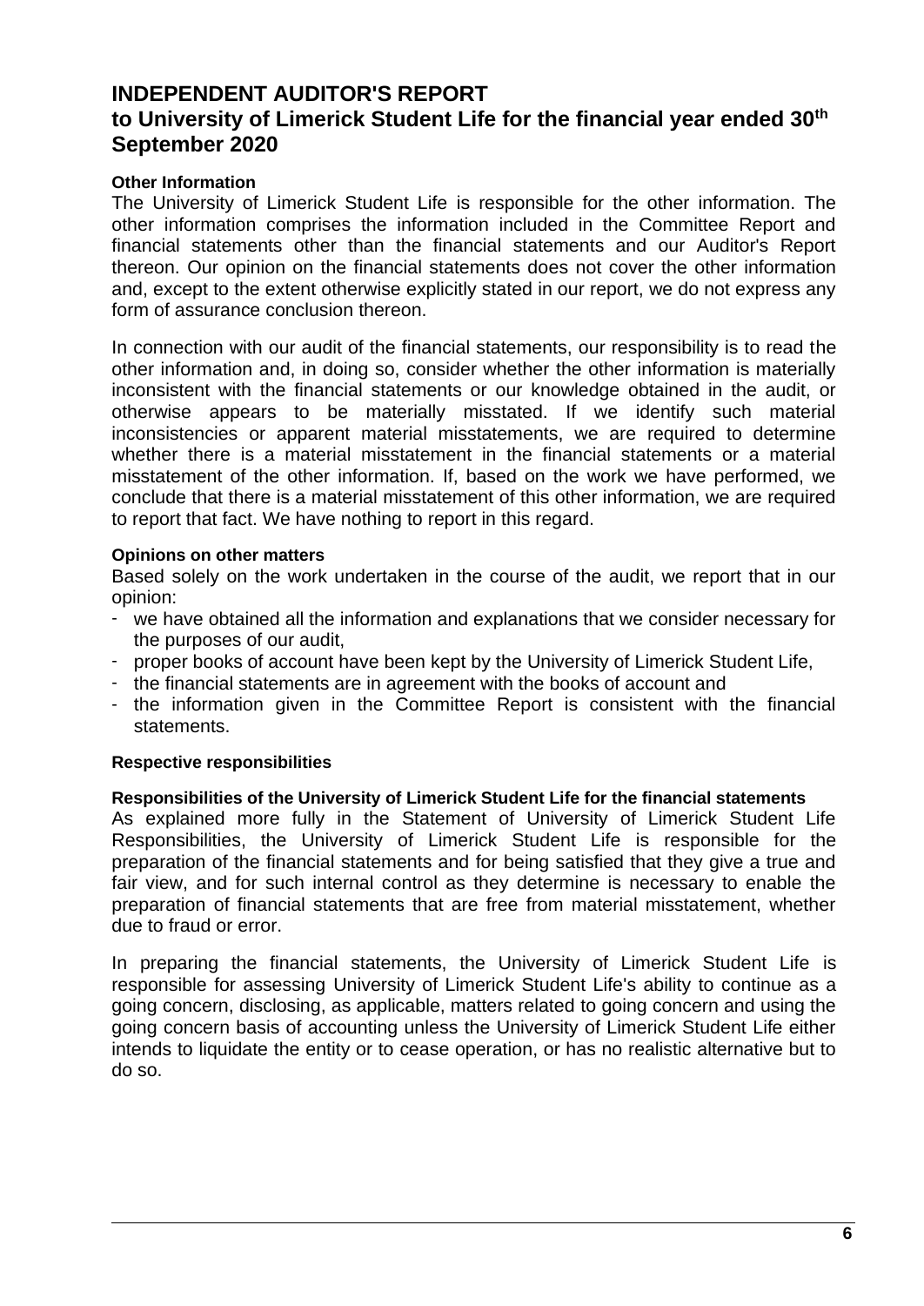# INDEPENDENT AUDITOR'S REPORT
## to University of Limerick Student Life for the financial year ended 30th September 2020

**Other Information**

The University of Limerick Student Life is responsible for the other information. The other information comprises the information included in the Committee Report and financial statements other than the financial statements and our Auditor's Report thereon. Our opinion on the financial statements does not cover the other information and, except to the extent otherwise explicitly stated in our report, we do not express any form of assurance conclusion thereon.

In connection with our audit of the financial statements, our responsibility is to read the other information and, in doing so, consider whether the other information is materially inconsistent with the financial statements or our knowledge obtained in the audit, or otherwise appears to be materially misstated. If we identify such material inconsistencies or apparent material misstatements, we are required to determine whether there is a material misstatement in the financial statements or a material misstatement of the other information. If, based on the work we have performed, we conclude that there is a material misstatement of this other information, we are required to report that fact. We have nothing to report in this regard.

**Opinions on other matters**

Based solely on the work undertaken in the course of the audit, we report that in our opinion:

- we have obtained all the information and explanations that we consider necessary for the purposes of our audit,
- proper books of account have been kept by the University of Limerick Student Life,
- the financial statements are in agreement with the books of account and
- the information given in the Committee Report is consistent with the financial statements.

**Respective responsibilities**

**Responsibilities of the University of Limerick Student Life for the financial statements**

As explained more fully in the Statement of University of Limerick Student Life Responsibilities, the University of Limerick Student Life is responsible for the preparation of the financial statements and for being satisfied that they give a true and fair view, and for such internal control as they determine is necessary to enable the preparation of financial statements that are free from material misstatement, whether due to fraud or error.

In preparing the financial statements, the University of Limerick Student Life is responsible for assessing University of Limerick Student Life's ability to continue as a going concern, disclosing, as applicable, matters related to going concern and using the going concern basis of accounting unless the University of Limerick Student Life either intends to liquidate the entity or to cease operation, or has no realistic alternative but to do so.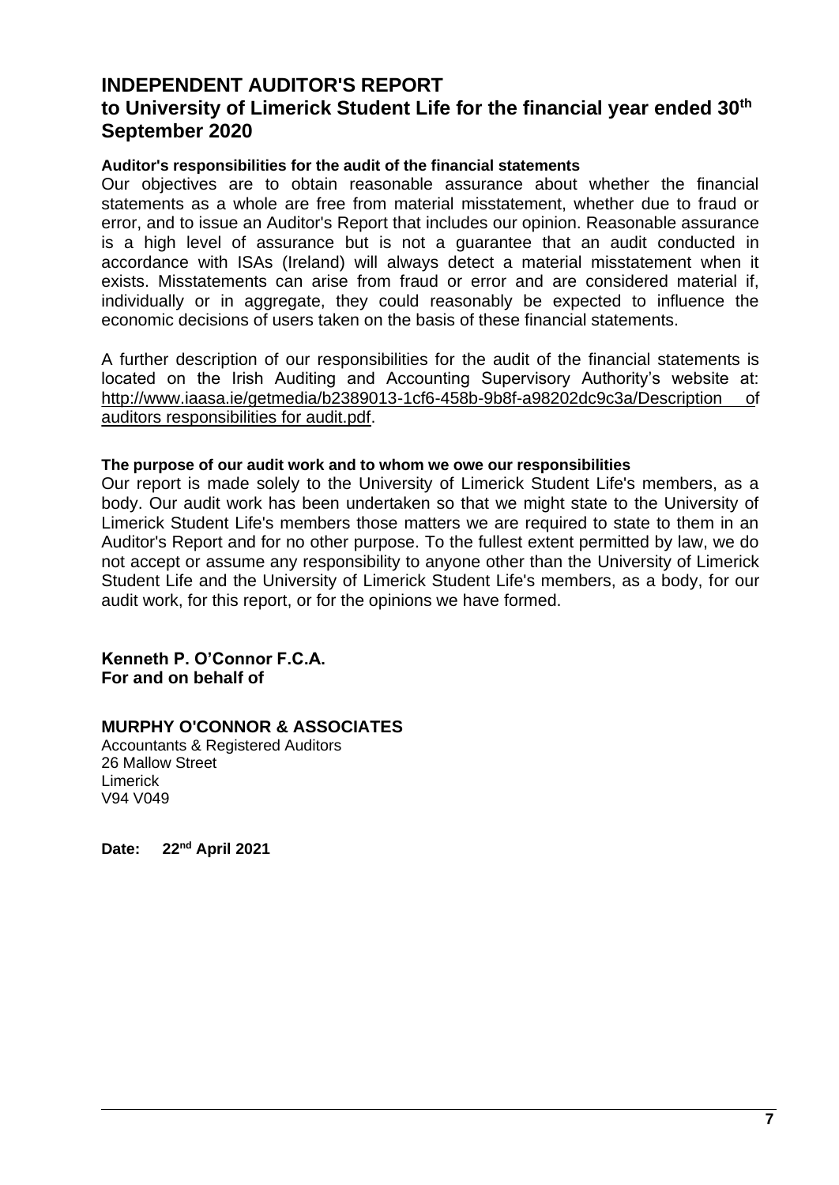# INDEPENDENT AUDITOR'S REPORT

## to University of Limerick Student Life for the financial year ended 30th September 2020

**Auditor's responsibilities for the audit of the financial statements**

Our objectives are to obtain reasonable assurance about whether the financial statements as a whole are free from material misstatement, whether due to fraud or error, and to issue an Auditor's Report that includes our opinion. Reasonable assurance is a high level of assurance but is not a guarantee that an audit conducted in accordance with ISAs (Ireland) will always detect a material misstatement when it exists. Misstatements can arise from fraud or error and are considered material if, individually or in aggregate, they could reasonably be expected to influence the economic decisions of users taken on the basis of these financial statements.

A further description of our responsibilities for the audit of the financial statements is located on the Irish Auditing and Accounting Supervisory Authority's website at: http://www.iaasa.ie/getmedia/b2389013-1cf6-458b-9b8f-a98202dc9c3a/Description of auditors responsibilities for audit.pdf.

**The purpose of our audit work and to whom we owe our responsibilities**

Our report is made solely to the University of Limerick Student Life's members, as a body. Our audit work has been undertaken so that we might state to the University of Limerick Student Life's members those matters we are required to state to them in an Auditor's Report and for no other purpose. To the fullest extent permitted by law, we do not accept or assume any responsibility to anyone other than the University of Limerick Student Life and the University of Limerick Student Life's members, as a body, for our audit work, for this report, or for the opinions we have formed.

**Kenneth P. O'Connor F.C.A.**
**For and on behalf of**

**MURPHY O'CONNOR & ASSOCIATES**
Accountants & Registered Auditors
26 Mallow Street
Limerick
V94 V049

**Date: 22nd April 2021**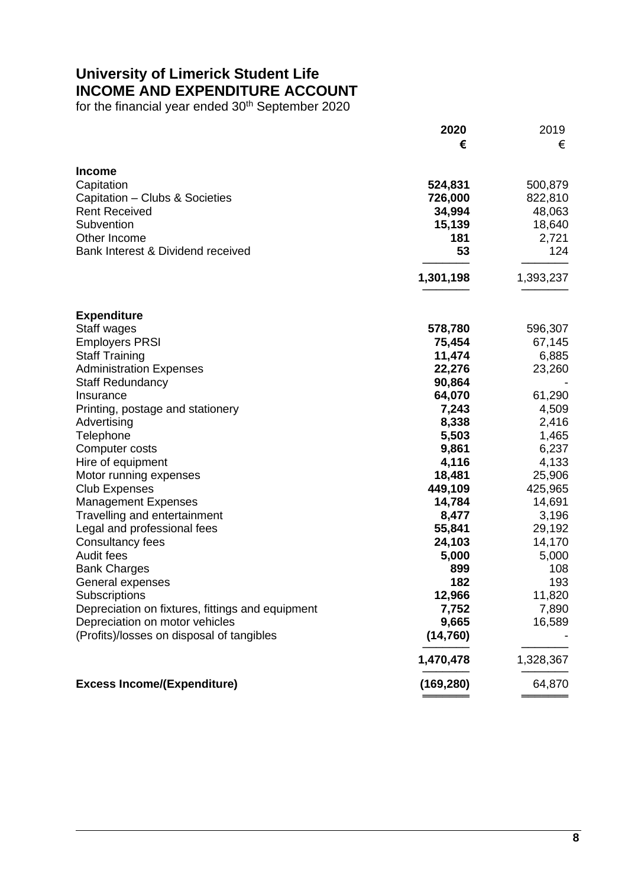# University of Limerick Student Life
## INCOME AND EXPENDITURE ACCOUNT
for the financial year ended 30th September 2020

| | **2020** | 2019 |
|---|---|---|
| | **€** | € |
| **Income** | | |
| Capitation | **524,831** | 500,879 |
| Capitation – Clubs & Societies | **726,000** | 822,810 |
| Rent Received | **34,994** | 48,063 |
| Subvention | **15,139** | 18,640 |
| Other Income | **181** | 2,721 |
| Bank Interest & Dividend received | **53** | 124 |
| | **1,301,198** | 1,393,237 |
| **Expenditure** | | |
| Staff wages | **578,780** | 596,307 |
| Employers PRSI | **75,454** | 67,145 |
| Staff Training | **11,474** | 6,885 |
| Administration Expenses | **22,276** | 23,260 |
| Staff Redundancy | **90,864** | - |
| Insurance | **64,070** | 61,290 |
| Printing, postage and stationery | **7,243** | 4,509 |
| Advertising | **8,338** | 2,416 |
| Telephone | **5,503** | 1,465 |
| Computer costs | **9,861** | 6,237 |
| Hire of equipment | **4,116** | 4,133 |
| Motor running expenses | **18,481** | 25,906 |
| Club Expenses | **449,109** | 425,965 |
| Management Expenses | **14,784** | 14,691 |
| Travelling and entertainment | **8,477** | 3,196 |
| Legal and professional fees | **55,841** | 29,192 |
| Consultancy fees | **24,103** | 14,170 |
| Audit fees | **5,000** | 5,000 |
| Bank Charges | **899** | 108 |
| General expenses | **182** | 193 |
| Subscriptions | **12,966** | 11,820 |
| Depreciation on fixtures, fittings and equipment | **7,752** | 7,890 |
| Depreciation on motor vehicles | **9,665** | 16,589 |
| (Profits)/losses on disposal of tangibles | **(14,760)** | - |
| | **1,470,478** | 1,328,367 |
| **Excess Income/(Expenditure)** | **(169,280)** | 64,870 |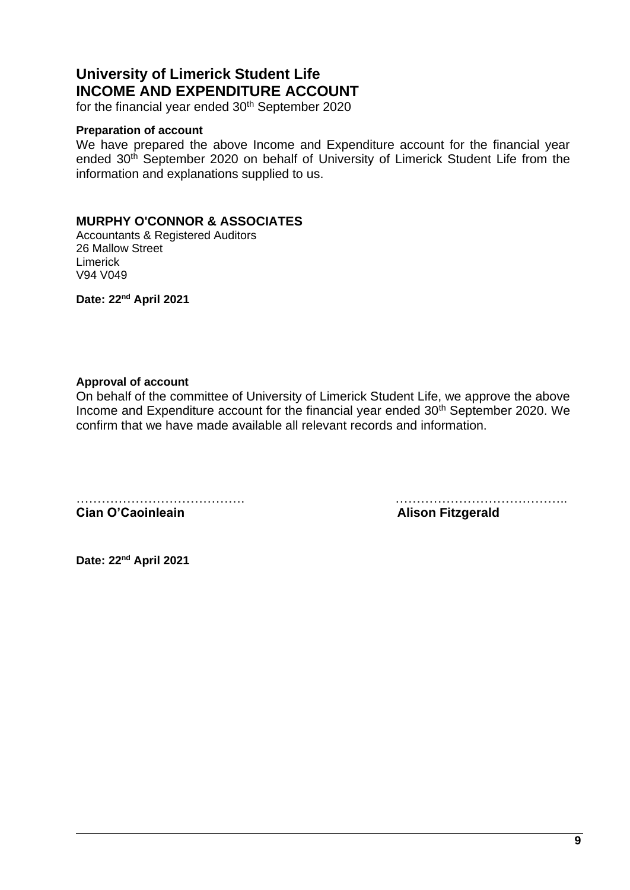# University of Limerick Student Life
# INCOME AND EXPENDITURE ACCOUNT

for the financial year ended 30th September 2020

**Preparation of account**

We have prepared the above Income and Expenditure account for the financial year ended 30th September 2020 on behalf of University of Limerick Student Life from the information and explanations supplied to us.

**MURPHY O'CONNOR & ASSOCIATES**

Accountants & Registered Auditors
26 Mallow Street
Limerick
V94 V049

**Date: 22nd April 2021**

**Approval of account**

On behalf of the committee of University of Limerick Student Life, we approve the above Income and Expenditure account for the financial year ended 30th September 2020. We confirm that we have made available all relevant records and information.

………………………………….
**Cian O'Caoinleain**

…………………………………..
**Alison Fitzgerald**

**Date: 22nd April 2021**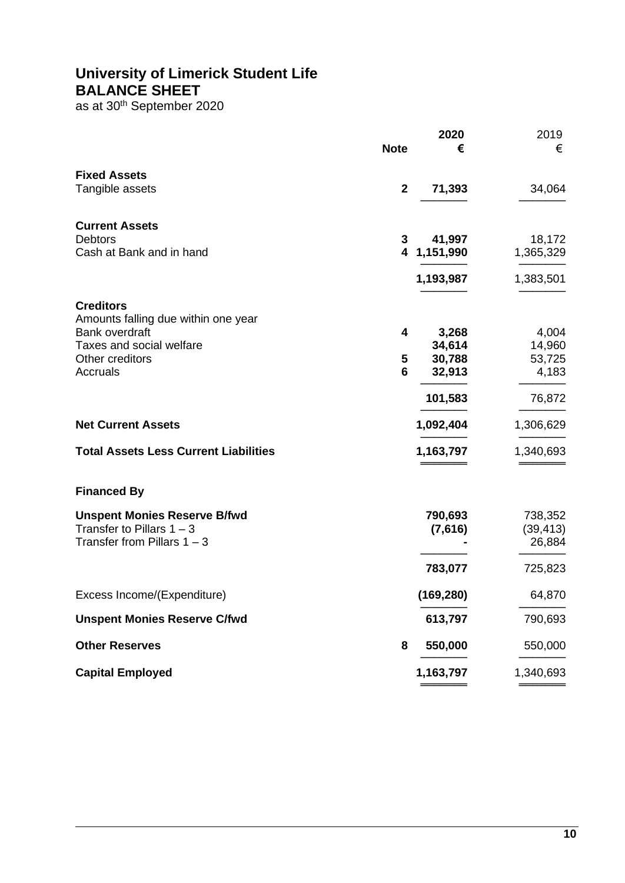# University of Limerick Student Life
## BALANCE SHEET
as at 30th September 2020

| | Note | 2020 € | 2019 € |
|---|---|---|---|
| **Fixed Assets** | | | |
| Tangible assets | 2 | **71,393** | 34,064 |
| **Current Assets** | | | |
| Debtors | 3 | **41,997** | 18,172 |
| Cash at Bank and in hand | 4 | **1,151,990** | 1,365,329 |
| | | **1,193,987** | 1,383,501 |
| **Creditors** | | | |
| Amounts falling due within one year | | | |
| Bank overdraft | 4 | **3,268** | 4,004 |
| Taxes and social welfare | | **34,614** | 14,960 |
| Other creditors | 5 | **30,788** | 53,725 |
| Accruals | 6 | **32,913** | 4,183 |
| | | **101,583** | 76,872 |
| **Net Current Assets** | | **1,092,404** | 1,306,629 |
| **Total Assets Less Current Liabilities** | | **1,163,797** | 1,340,693 |
| **Financed By** | | | |
| **Unspent Monies Reserve B/fwd** | | **790,693** | 738,352 |
| Transfer to Pillars 1 – 3 | | **(7,616)** | (39,413) |
| Transfer from Pillars 1 – 3 | | **-** | 26,884 |
| | | **783,077** | 725,823 |
| Excess Income/(Expenditure) | | **(169,280)** | 64,870 |
| **Unspent Monies Reserve C/fwd** | | **613,797** | 790,693 |
| **Other Reserves** | 8 | **550,000** | 550,000 |
| **Capital Employed** | | **1,163,797** | 1,340,693 |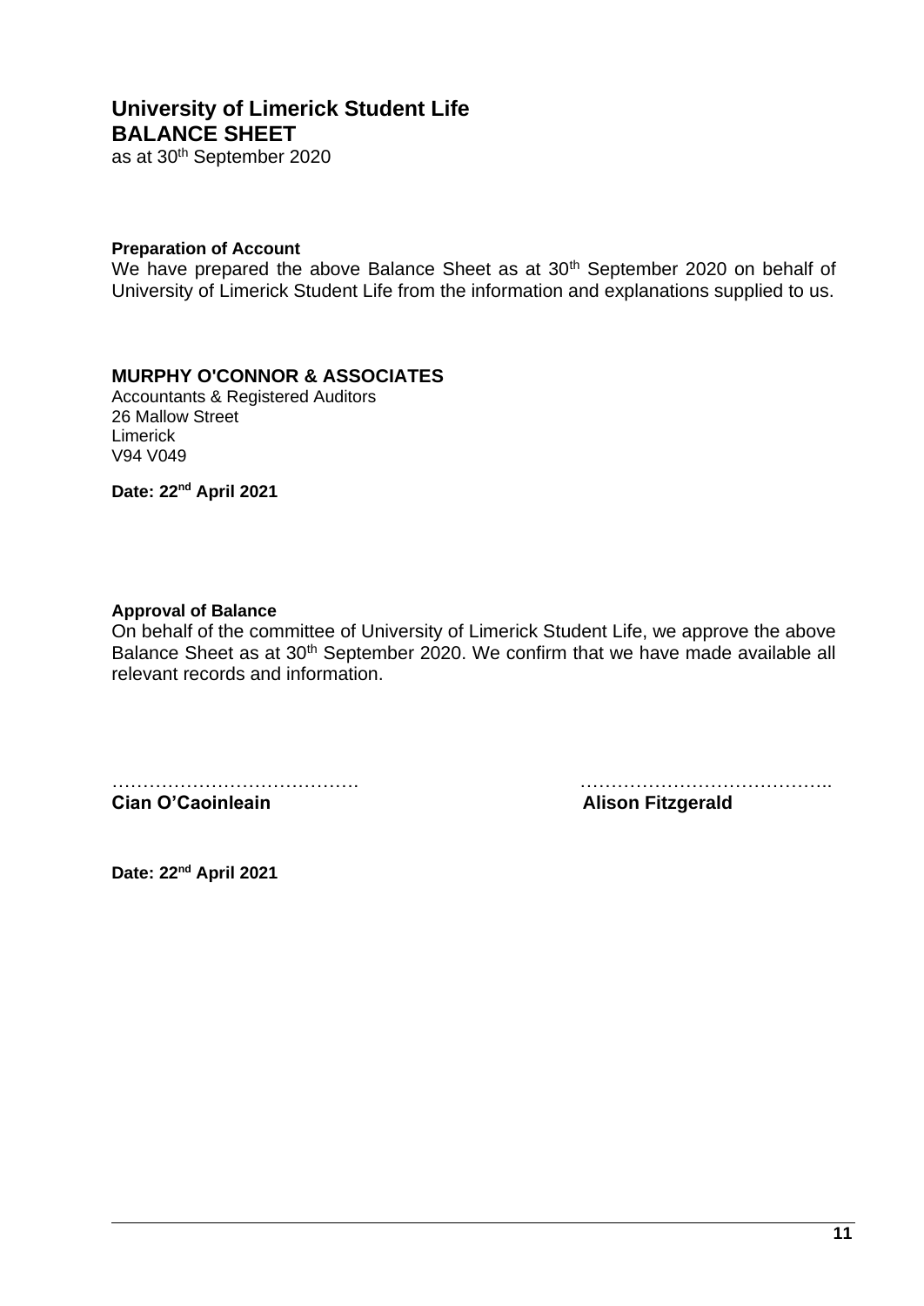# University of Limerick Student Life
## BALANCE SHEET

as at 30th September 2020

**Preparation of Account**

We have prepared the above Balance Sheet as at 30th September 2020 on behalf of University of Limerick Student Life from the information and explanations supplied to us.

**MURPHY O'CONNOR & ASSOCIATES**

Accountants & Registered Auditors
26 Mallow Street
Limerick
V94 V049

**Date: 22nd April 2021**

**Approval of Balance**

On behalf of the committee of University of Limerick Student Life, we approve the above Balance Sheet as at 30th September 2020. We confirm that we have made available all relevant records and information.

…………………………………. ………………………………….

**Cian O'Caoinleain** **Alison Fitzgerald**

**Date: 22nd April 2021**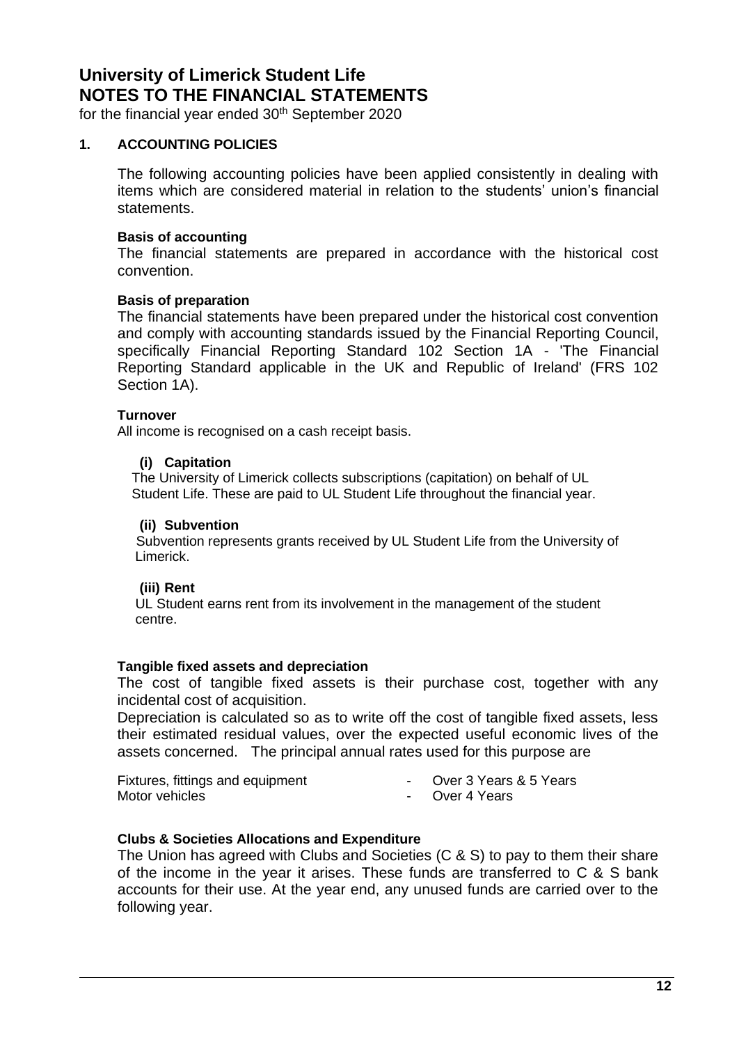# University of Limerick Student Life
# NOTES TO THE FINANCIAL STATEMENTS

for the financial year ended 30th September 2020

## 1. ACCOUNTING POLICIES

The following accounting policies have been applied consistently in dealing with items which are considered material in relation to the students' union's financial statements.

**Basis of accounting**

The financial statements are prepared in accordance with the historical cost convention.

**Basis of preparation**

The financial statements have been prepared under the historical cost convention and comply with accounting standards issued by the Financial Reporting Council, specifically Financial Reporting Standard 102 Section 1A - 'The Financial Reporting Standard applicable in the UK and Republic of Ireland' (FRS 102 Section 1A).

**Turnover**

All income is recognised on a cash receipt basis.

**(i) Capitation**

The University of Limerick collects subscriptions (capitation) on behalf of UL Student Life. These are paid to UL Student Life throughout the financial year.

**(ii) Subvention**

Subvention represents grants received by UL Student Life from the University of Limerick.

**(iii) Rent**

UL Student earns rent from its involvement in the management of the student centre.

**Tangible fixed assets and depreciation**

The cost of tangible fixed assets is their purchase cost, together with any incidental cost of acquisition.

Depreciation is calculated so as to write off the cost of tangible fixed assets, less their estimated residual values, over the expected useful economic lives of the assets concerned. The principal annual rates used for this purpose are

| | | |
|---|---|---|
| Fixtures, fittings and equipment | - | Over 3 Years & 5 Years |
| Motor vehicles | - | Over 4 Years |

**Clubs & Societies Allocations and Expenditure**

The Union has agreed with Clubs and Societies (C & S) to pay to them their share of the income in the year it arises. These funds are transferred to C & S bank accounts for their use. At the year end, any unused funds are carried over to the following year.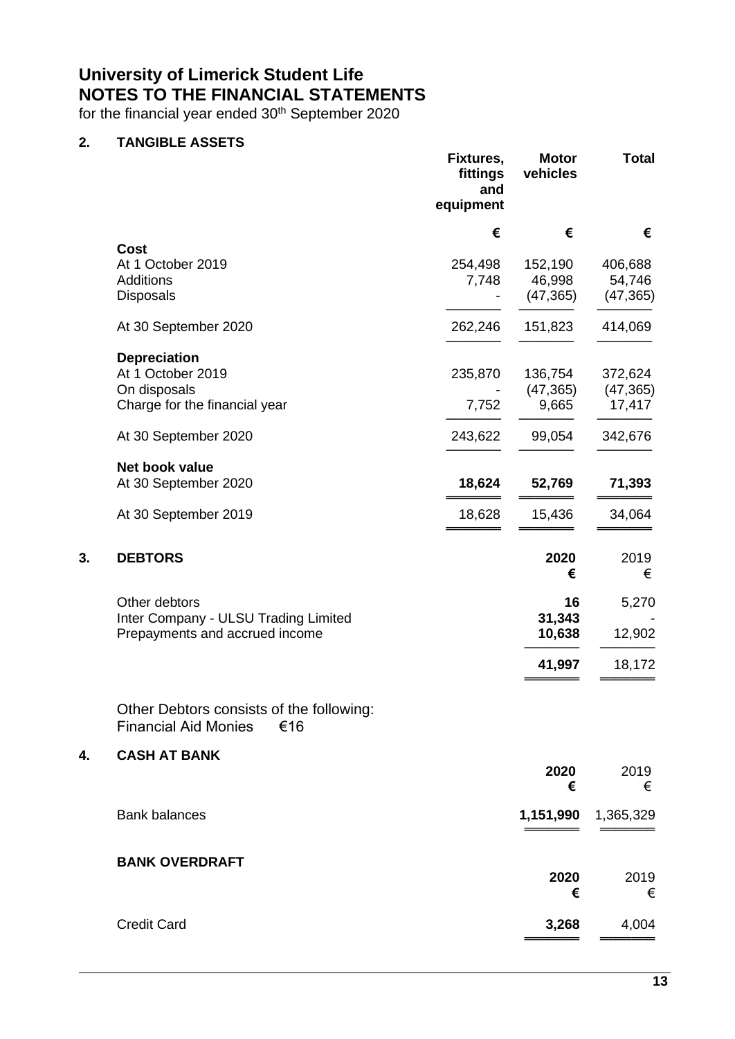# University of Limerick Student Life
# NOTES TO THE FINANCIAL STATEMENTS

for the financial year ended 30th September 2020

## 2. TANGIBLE ASSETS

| | Fixtures, fittings and equipment | Motor vehicles | Total |
|---|---|---|---|
| | € | € | € |
| **Cost** | | | |
| At 1 October 2019 | 254,498 | 152,190 | 406,688 |
| Additions | 7,748 | 46,998 | 54,746 |
| Disposals | - | (47,365) | (47,365) |
| At 30 September 2020 | 262,246 | 151,823 | 414,069 |
| **Depreciation** | | | |
| At 1 October 2019 | 235,870 | 136,754 | 372,624 |
| On disposals | - | (47,365) | (47,365) |
| Charge for the financial year | 7,752 | 9,665 | 17,417 |
| At 30 September 2020 | 243,622 | 99,054 | 342,676 |
| **Net book value** | | | |
| At 30 September 2020 | **18,624** | **52,769** | **71,393** |
| At 30 September 2019 | 18,628 | 15,436 | 34,064 |

## 3. DEBTORS

| | 2020 | 2019 |
|---|---|---|
| | € | € |
| Other debtors | **16** | 5,270 |
| Inter Company - ULSU Trading Limited | **31,343** | - |
| Prepayments and accrued income | **10,638** | 12,902 |
| | **41,997** | 18,172 |

Other Debtors consists of the following:
Financial Aid Monies €16

## 4. CASH AT BANK

| | 2020 | 2019 |
|---|---|---|
| | € | € |
| Bank balances | **1,151,990** | 1,365,329 |

**BANK OVERDRAFT**

| | 2020 | 2019 |
|---|---|---|
| | € | € |
| Credit Card | **3,268** | 4,004 |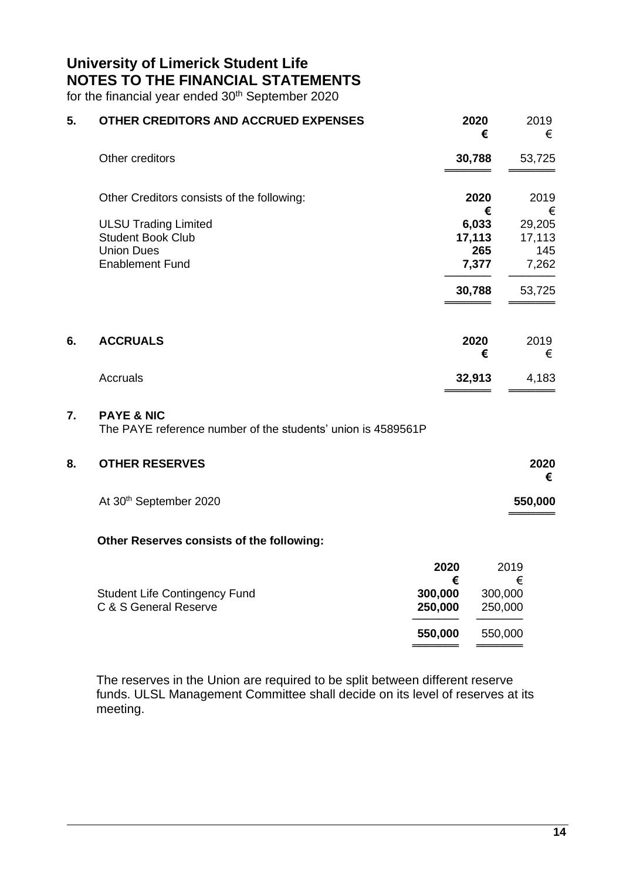# University of Limerick Student Life
## NOTES TO THE FINANCIAL STATEMENTS

for the financial year ended 30th September 2020

### 5. OTHER CREDITORS AND ACCRUED EXPENSES

| | **2020 €** | 2019 € |
|---|---|---|
| Other creditors | **30,788** | 53,725 |

| Other Creditors consists of the following: | **2020 €** | 2019 € |
|---|---|---|
| ULSU Trading Limited | **6,033** | 29,205 |
| Student Book Club | **17,113** | 17,113 |
| Union Dues | **265** | 145 |
| Enablement Fund | **7,377** | 7,262 |
| | **30,788** | 53,725 |

### 6. ACCRUALS

| | **2020 €** | 2019 € |
|---|---|---|
| Accruals | **32,913** | 4,183 |

### 7. PAYE & NIC

The PAYE reference number of the students' union is 4589561P

### 8. OTHER RESERVES

| | **2020 €** |
|---|---|
| At 30th September 2020 | **550,000** |

**Other Reserves consists of the following:**

| | **2020 €** | 2019 € |
|---|---|---|
| Student Life Contingency Fund | **300,000** | 300,000 |
| C & S General Reserve | **250,000** | 250,000 |
| | **550,000** | 550,000 |

The reserves in the Union are required to be split between different reserve funds. ULSL Management Committee shall decide on its level of reserves at its meeting.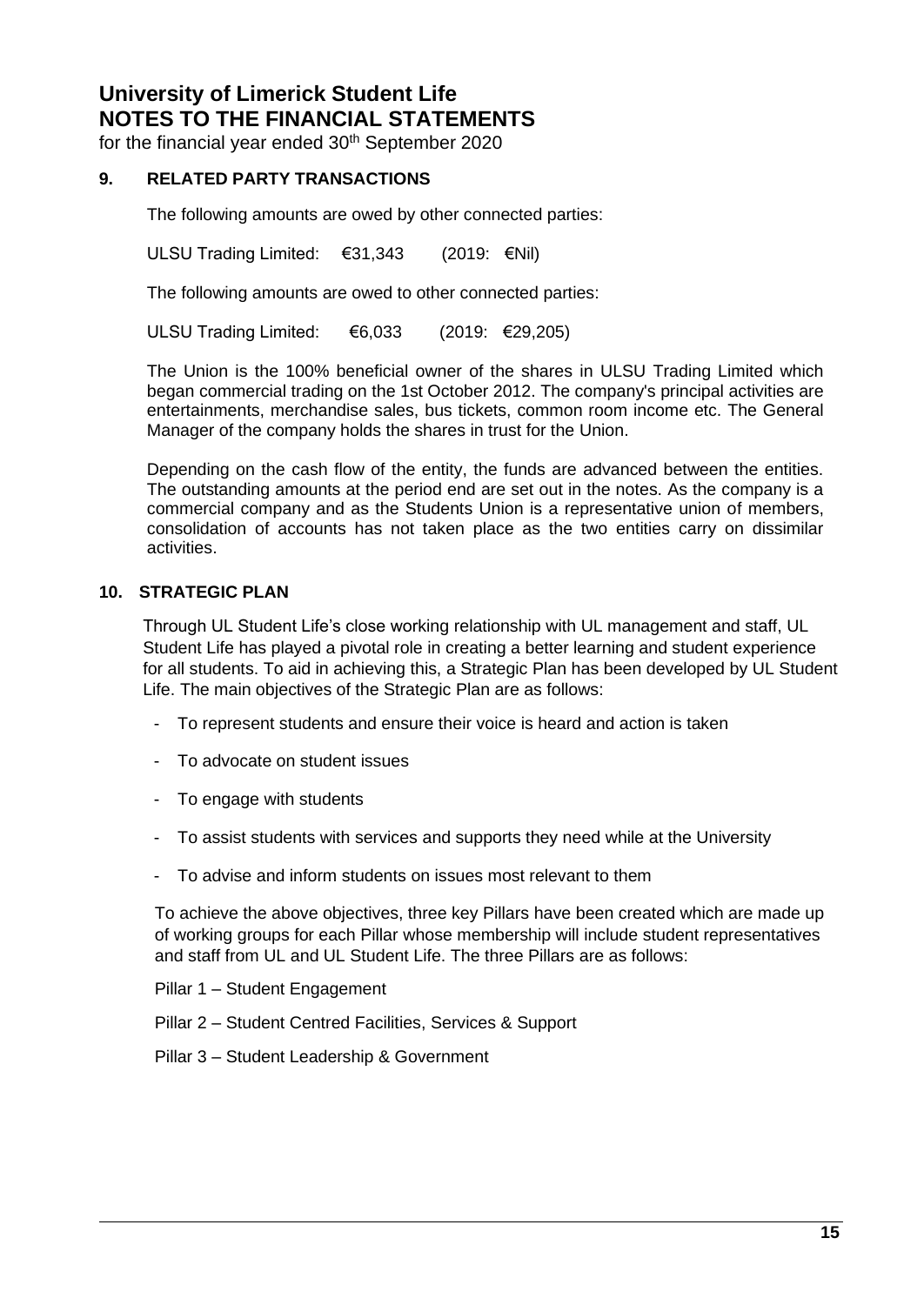# University of Limerick Student Life
# NOTES TO THE FINANCIAL STATEMENTS

for the financial year ended 30th September 2020

## 9. RELATED PARTY TRANSACTIONS

The following amounts are owed by other connected parties:

ULSU Trading Limited: €31,343 (2019: €Nil)

The following amounts are owed to other connected parties:

ULSU Trading Limited: €6,033 (2019: €29,205)

The Union is the 100% beneficial owner of the shares in ULSU Trading Limited which began commercial trading on the 1st October 2012. The company's principal activities are entertainments, merchandise sales, bus tickets, common room income etc. The General Manager of the company holds the shares in trust for the Union.

Depending on the cash flow of the entity, the funds are advanced between the entities. The outstanding amounts at the period end are set out in the notes. As the company is a commercial company and as the Students Union is a representative union of members, consolidation of accounts has not taken place as the two entities carry on dissimilar activities.

## 10. STRATEGIC PLAN

Through UL Student Life's close working relationship with UL management and staff, UL Student Life has played a pivotal role in creating a better learning and student experience for all students. To aid in achieving this, a Strategic Plan has been developed by UL Student Life. The main objectives of the Strategic Plan are as follows:

- To represent students and ensure their voice is heard and action is taken
- To advocate on student issues
- To engage with students
- To assist students with services and supports they need while at the University
- To advise and inform students on issues most relevant to them

To achieve the above objectives, three key Pillars have been created which are made up of working groups for each Pillar whose membership will include student representatives and staff from UL and UL Student Life. The three Pillars are as follows:

Pillar 1 – Student Engagement

Pillar 2 – Student Centred Facilities, Services & Support

Pillar 3 – Student Leadership & Government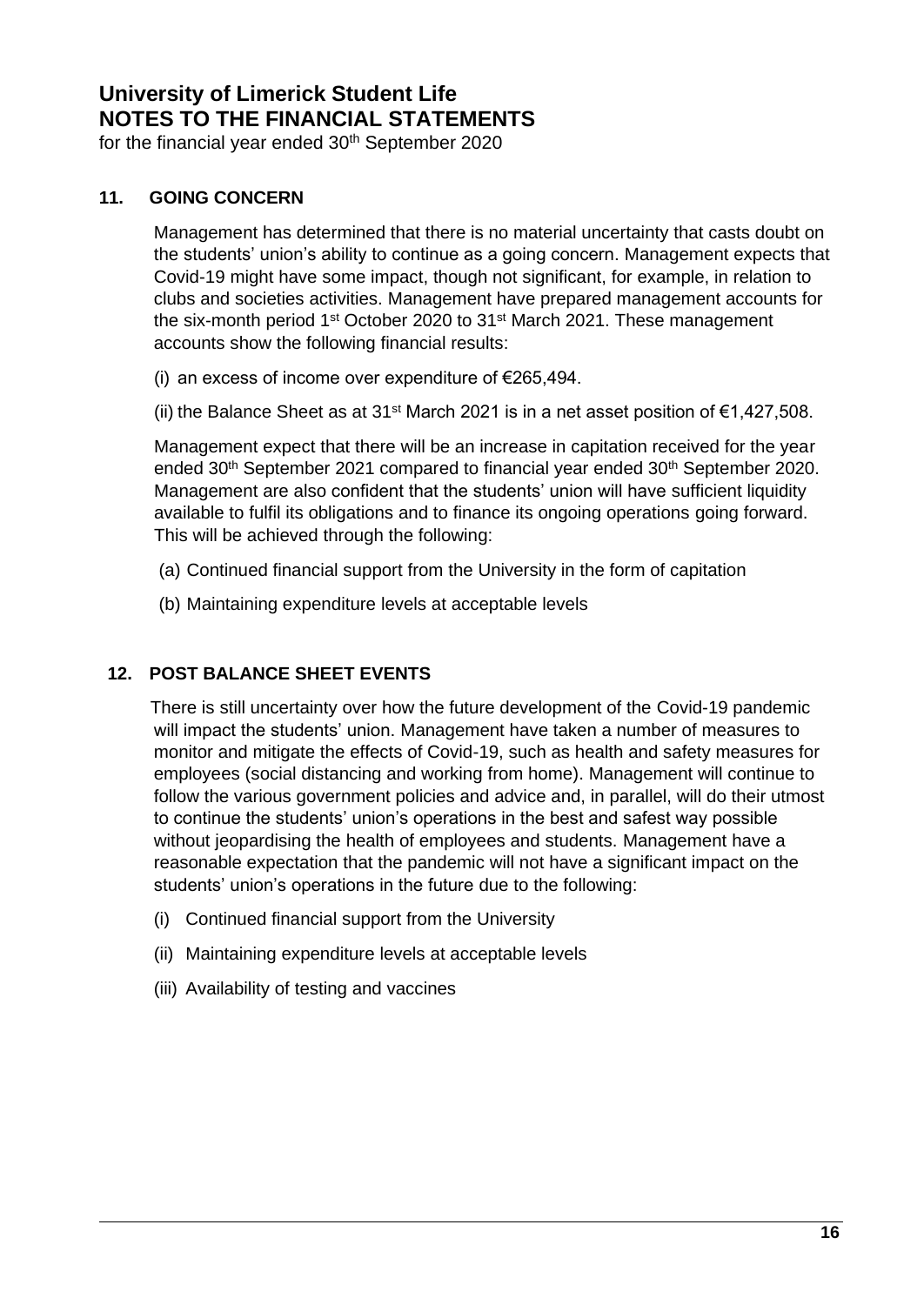# University of Limerick Student Life
# NOTES TO THE FINANCIAL STATEMENTS

for the financial year ended 30th September 2020

## 11. GOING CONCERN

Management has determined that there is no material uncertainty that casts doubt on the students' union's ability to continue as a going concern. Management expects that Covid-19 might have some impact, though not significant, for example, in relation to clubs and societies activities. Management have prepared management accounts for the six-month period 1st October 2020 to 31st March 2021. These management accounts show the following financial results:

(i) an excess of income over expenditure of €265,494.

(ii) the Balance Sheet as at 31st March 2021 is in a net asset position of €1,427,508.

Management expect that there will be an increase in capitation received for the year ended 30th September 2021 compared to financial year ended 30th September 2020. Management are also confident that the students' union will have sufficient liquidity available to fulfil its obligations and to finance its ongoing operations going forward. This will be achieved through the following:

(a) Continued financial support from the University in the form of capitation

(b) Maintaining expenditure levels at acceptable levels

## 12. POST BALANCE SHEET EVENTS

There is still uncertainty over how the future development of the Covid-19 pandemic will impact the students' union. Management have taken a number of measures to monitor and mitigate the effects of Covid-19, such as health and safety measures for employees (social distancing and working from home). Management will continue to follow the various government policies and advice and, in parallel, will do their utmost to continue the students' union's operations in the best and safest way possible without jeopardising the health of employees and students. Management have a reasonable expectation that the pandemic will not have a significant impact on the students' union's operations in the future due to the following:

(i) Continued financial support from the University

(ii) Maintaining expenditure levels at acceptable levels

(iii) Availability of testing and vaccines